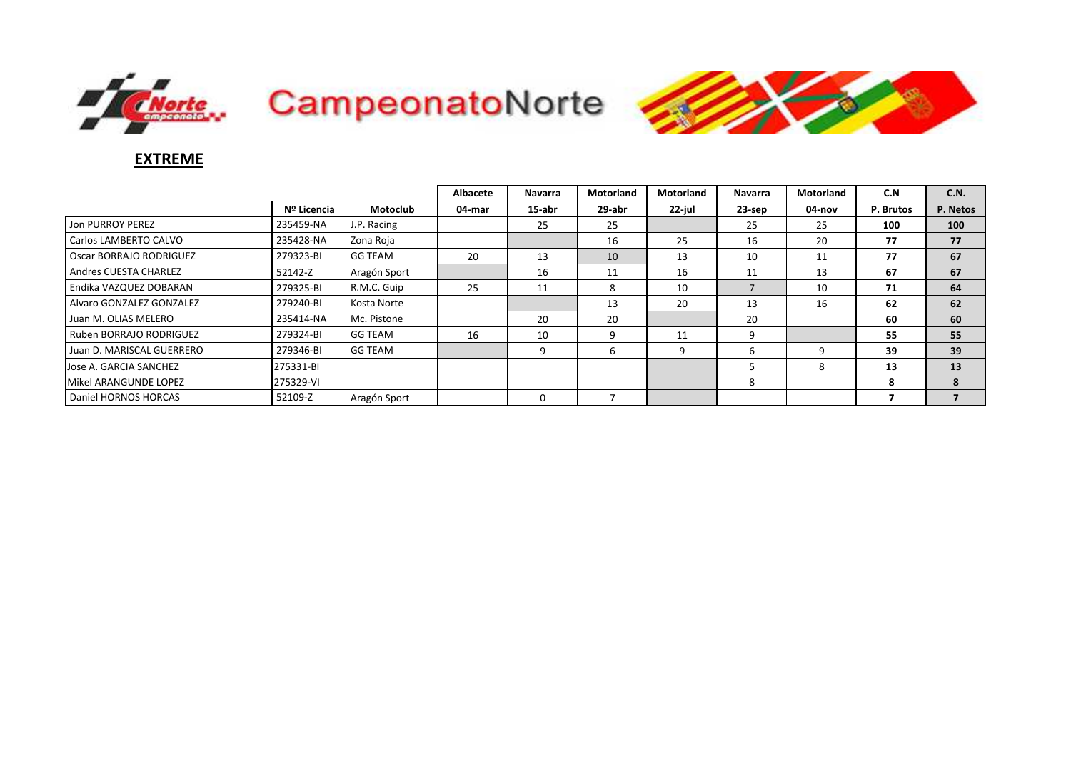# CampeonatoNorte

## EXTREME

| | Nº Licencia | Motoclub | Albacete 04-mar | Navarra 15-abr | Motorland 29-abr | Motorland 22-jul | Navarra 23-sep | Motorland 04-nov | C.N P. Brutos | C.N. P. Netos |
|---|---|---|---|---|---|---|---|---|---|---|
| Jon PURROY PEREZ | 235459-NA | J.P. Racing | | 25 | 25 | | 25 | 25 | **100** | **100** |
| Carlos LAMBERTO CALVO | 235428-NA | Zona Roja | | | 16 | 25 | 16 | 20 | **77** | **77** |
| Oscar BORRAJO RODRIGUEZ | 279323-BI | GG TEAM | 20 | 13 | 10 | 13 | 10 | 11 | **77** | **67** |
| Andres CUESTA CHARLEZ | 52142-Z | Aragón Sport | | 16 | 11 | 16 | 11 | 13 | **67** | **67** |
| Endika VAZQUEZ DOBARAN | 279325-BI | R.M.C. Guip | 25 | 11 | 8 | 10 | 7 | 10 | **71** | **64** |
| Alvaro GONZALEZ GONZALEZ | 279240-BI | Kosta Norte | | | 13 | 20 | 13 | 16 | **62** | **62** |
| Juan M. OLIAS MELERO | 235414-NA | Mc. Pistone | | 20 | 20 | | 20 | | **60** | **60** |
| Ruben BORRAJO RODRIGUEZ | 279324-BI | GG TEAM | 16 | 10 | 9 | 11 | 9 | | **55** | **55** |
| Juan D. MARISCAL GUERRERO | 279346-BI | GG TEAM | | 9 | 6 | 9 | 6 | 9 | **39** | **39** |
| Jose A. GARCIA SANCHEZ | 275331-BI | | | | | | 5 | 8 | **13** | **13** |
| Mikel ARANGUNDE LOPEZ | 275329-VI | | | | | | 8 | | **8** | **8** |
| Daniel HORNOS HORCAS | 52109-Z | Aragón Sport | | 0 | 7 | | | | **7** | **7** |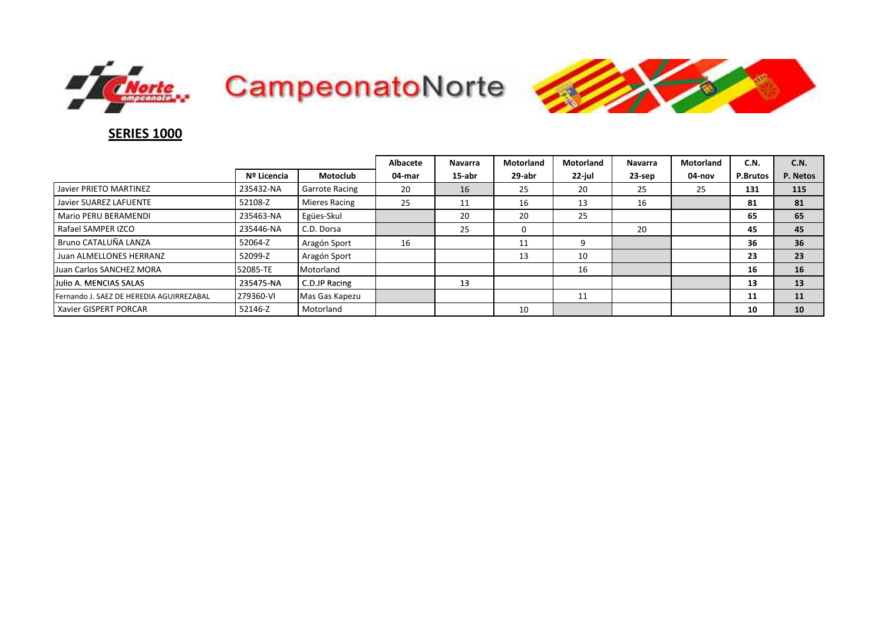CampeonatoNorte

## SERIES 1000

| | Nº Licencia | Motoclub | Albacete 04-mar | Navarra 15-abr | Motorland 29-abr | Motorland 22-jul | Navarra 23-sep | Motorland 04-nov | C.N. P.Brutos | C.N. P. Netos |
|---|---|---|---|---|---|---|---|---|---|---|
| Javier PRIETO MARTINEZ | 235432-NA | Garrote Racing | 20 | 16 | 25 | 20 | 25 | 25 | **131** | **115** |
| Javier SUAREZ LAFUENTE | 52108-Z | Mieres Racing | 25 | 11 | 16 | 13 | 16 | | **81** | **81** |
| Mario PERU BERAMENDI | 235463-NA | Egües-Skul | | 20 | 20 | 25 | | | **65** | **65** |
| Rafael SAMPER IZCO | 235446-NA | C.D. Dorsa | | 25 | 0 | | 20 | | **45** | **45** |
| Bruno CATALUÑA LANZA | 52064-Z | Aragón Sport | 16 | | 11 | 9 | | | **36** | **36** |
| Juan ALMELLONES HERRANZ | 52099-Z | Aragón Sport | | | 13 | 10 | | | **23** | **23** |
| Juan Carlos SANCHEZ MORA | 52085-TE | Motorland | | | | 16 | | | **16** | **16** |
| Julio A. MENCIAS SALAS | 235475-NA | C.D.JP Racing | | 13 | | | | | **13** | **13** |
| Fernando J. SAEZ DE HEREDIA AGUIRREZABAL | 279360-VI | Mas Gas Kapezu | | | | 11 | | | **11** | **11** |
| Xavier GISPERT PORCAR | 52146-Z | Motorland | | | 10 | | | | **10** | **10** |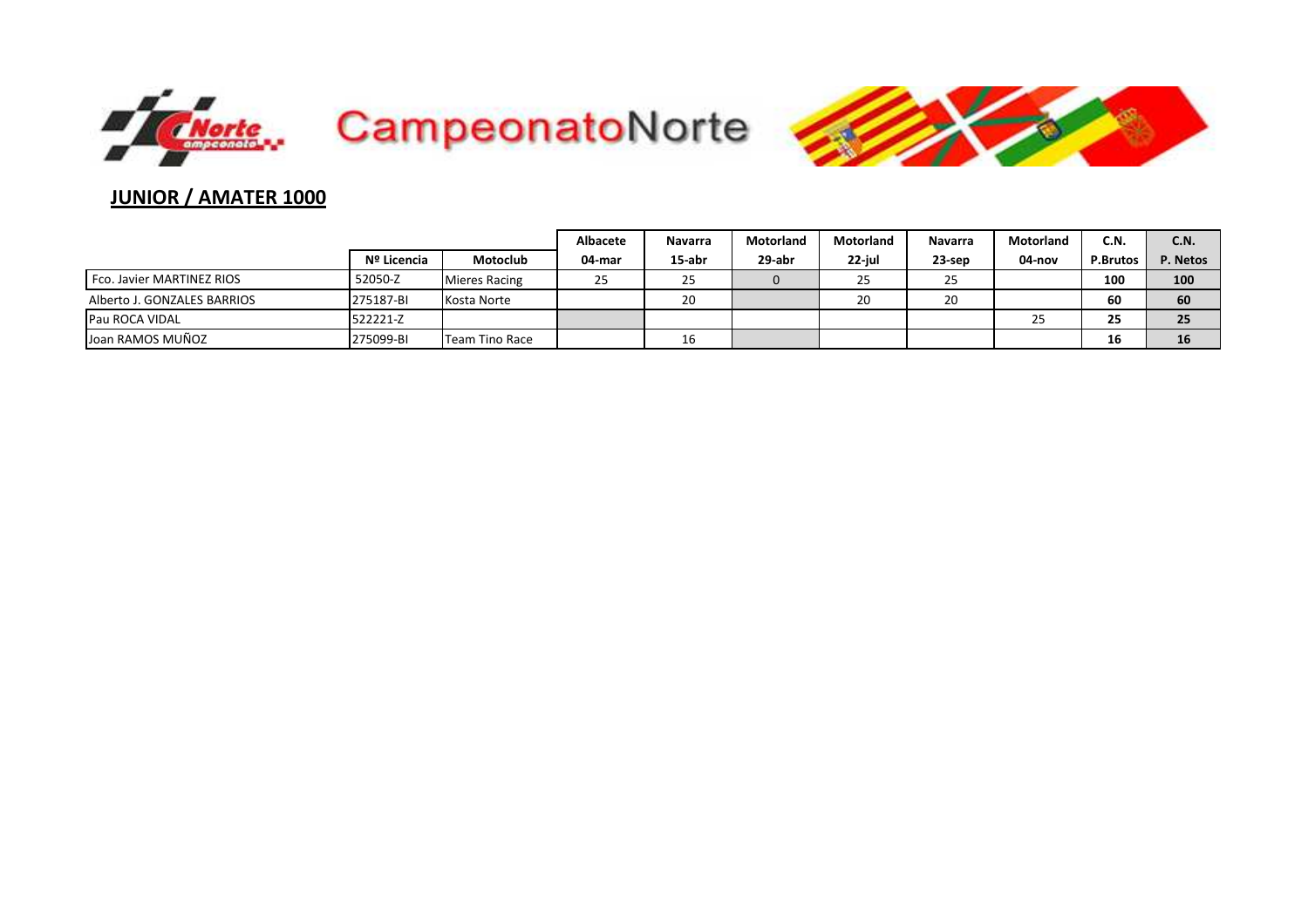CampeonatoNorte

## JUNIOR / AMATER 1000

| | Nº Licencia | Motoclub | Albacete 04-mar | Navarra 15-abr | Motorland 29-abr | Motorland 22-jul | Navarra 23-sep | Motorland 04-nov | C.N. P.Brutos | C.N. P. Netos |
|---|---|---|---|---|---|---|---|---|---|---|
| Fco. Javier MARTINEZ RIOS | 52050-Z | Mieres Racing | 25 | 25 | 0 | 25 | 25 | | **100** | **100** |
| Alberto J. GONZALES BARRIOS | 275187-BI | Kosta Norte | | 20 | | 20 | 20 | | **60** | **60** |
| Pau ROCA VIDAL | 522221-Z | | | | | | | 25 | **25** | **25** |
| Joan RAMOS MUÑOZ | 275099-BI | Team Tino Race | | 16 | | | | | **16** | **16** |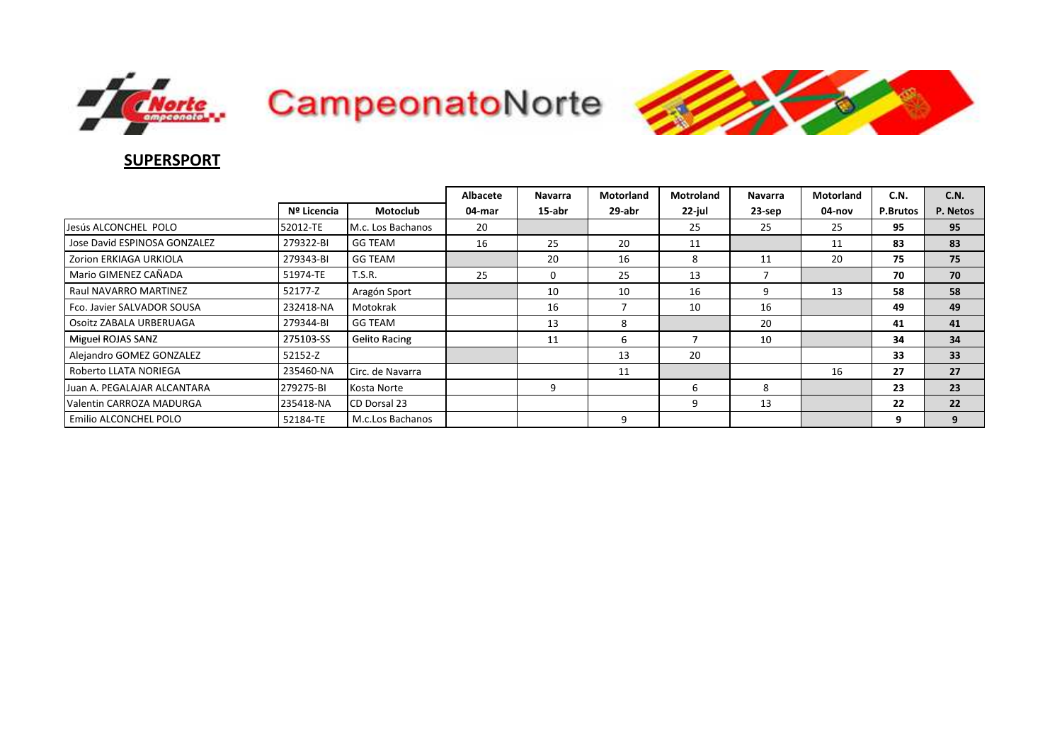CampeonatoNorte

## SUPERSPORT

| | Nº Licencia | Motoclub | Albacete 04-mar | Navarra 15-abr | Motorland 29-abr | Motroland 22-jul | Navarra 23-sep | Motorland 04-nov | C.N. P.Brutos | C.N. P. Netos |
|---|---|---|---|---|---|---|---|---|---|---|
| Jesús ALCONCHEL POLO | 52012-TE | M.c. Los Bachanos | 20 | | | 25 | 25 | 25 | **95** | **95** |
| Jose David ESPINOSA GONZALEZ | 279322-BI | GG TEAM | 16 | 25 | 20 | 11 | | 11 | **83** | **83** |
| Zorion ERKIAGA URKIOLA | 279343-BI | GG TEAM | | 20 | 16 | 8 | 11 | 20 | **75** | **75** |
| Mario GIMENEZ CAÑADA | 51974-TE | T.S.R. | 25 | 0 | 25 | 13 | 7 | | **70** | **70** |
| Raul NAVARRO MARTINEZ | 52177-Z | Aragón Sport | | 10 | 10 | 16 | 9 | 13 | **58** | **58** |
| Fco. Javier SALVADOR SOUSA | 232418-NA | Motokrak | | 16 | 7 | 10 | 16 | | **49** | **49** |
| Osoitz ZABALA URBERUAGA | 279344-BI | GG TEAM | | 13 | 8 | | 20 | | **41** | **41** |
| Miguel ROJAS SANZ | 275103-SS | Gelito Racing | | 11 | 6 | 7 | 10 | | **34** | **34** |
| Alejandro GOMEZ GONZALEZ | 52152-Z | | | | 13 | 20 | | | **33** | **33** |
| Roberto LLATA NORIEGA | 235460-NA | Circ. de Navarra | | | 11 | | | 16 | **27** | **27** |
| Juan A. PEGALAJAR ALCANTARA | 279275-BI | Kosta Norte | | 9 | | 6 | 8 | | **23** | **23** |
| Valentin CARROZA MADURGA | 235418-NA | CD Dorsal 23 | | | | 9 | 13 | | **22** | **22** |
| Emilio ALCONCHEL POLO | 52184-TE | M.c.Los Bachanos | | | 9 | | | | **9** | **9** |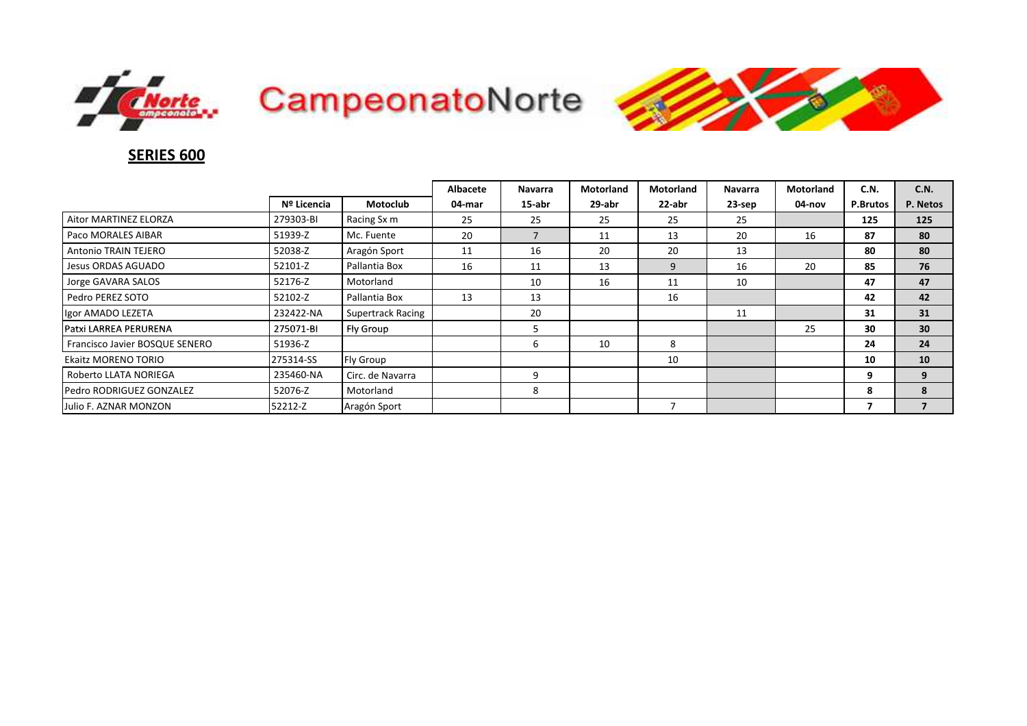CampeonatoNorte

## SERIES 600

| | Nº Licencia | Motoclub | Albacete 04-mar | Navarra 15-abr | Motorland 29-abr | Motorland 22-abr | Navarra 23-sep | Motorland 04-nov | C.N. P.Brutos | C.N. P. Netos |
|---|---|---|---|---|---|---|---|---|---|---|
| Aitor MARTINEZ ELORZA | 279303-BI | Racing Sx m | 25 | 25 | 25 | 25 | 25 | | **125** | **125** |
| Paco MORALES AIBAR | 51939-Z | Mc. Fuente | 20 | 7 | 11 | 13 | 20 | 16 | **87** | **80** |
| Antonio TRAIN TEJERO | 52038-Z | Aragón Sport | 11 | 16 | 20 | 20 | 13 | | **80** | **80** |
| Jesus ORDAS AGUADO | 52101-Z | Pallantia Box | 16 | 11 | 13 | 9 | 16 | 20 | **85** | **76** |
| Jorge GAVARA SALOS | 52176-Z | Motorland | | 10 | 16 | 11 | 10 | | **47** | **47** |
| Pedro PEREZ SOTO | 52102-Z | Pallantia Box | 13 | 13 | | 16 | | | **42** | **42** |
| Igor AMADO LEZETA | 232422-NA | Supertrack Racing | | 20 | | | 11 | | **31** | **31** |
| Patxi LARREA PERURENA | 275071-BI | Fly Group | | 5 | | | | 25 | **30** | **30** |
| Francisco Javier BOSQUE SENERO | 51936-Z | | | 6 | 10 | 8 | | | **24** | **24** |
| Ekaitz MORENO TORIO | 275314-SS | Fly Group | | | | 10 | | | **10** | **10** |
| Roberto LLATA NORIEGA | 235460-NA | Circ. de Navarra | | 9 | | | | | **9** | **9** |
| Pedro RODRIGUEZ GONZALEZ | 52076-Z | Motorland | | 8 | | | | | **8** | **8** |
| Julio F. AZNAR MONZON | 52212-Z | Aragón Sport | | | | 7 | | | **7** | **7** |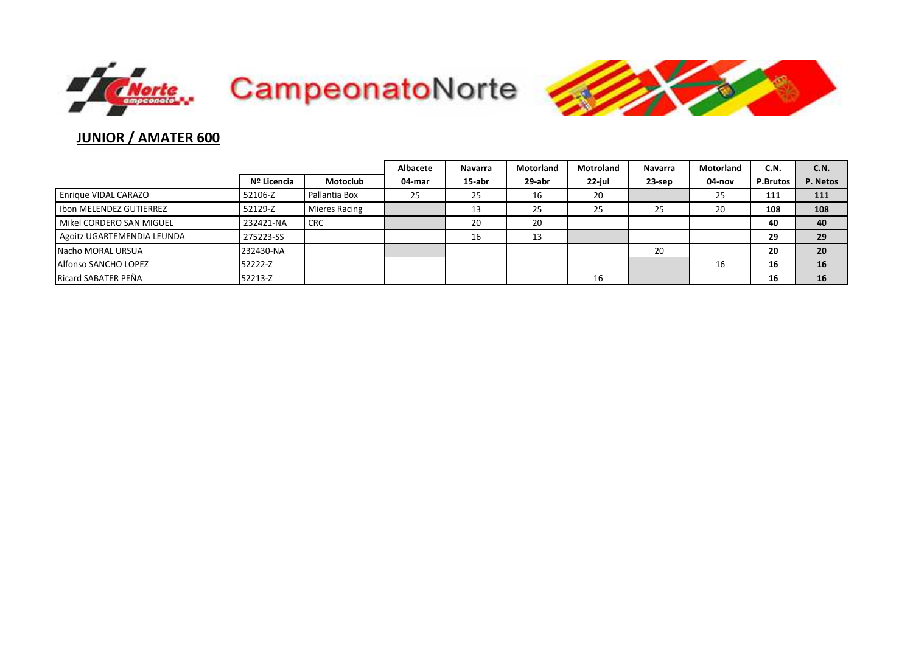CampeonatoNorte

## JUNIOR / AMATER 600

| | | | Albacete | Navarra | Motorland | Motroland | Navarra | Motorland | C.N. | C.N. |
|---|---|---|---|---|---|---|---|---|---|---|
| | Nº Licencia | Motoclub | 04-mar | 15-abr | 29-abr | 22-jul | 23-sep | 04-nov | P.Brutos | P. Netos |
| Enrique VIDAL CARAZO | 52106-Z | Pallantia Box | 25 | 25 | 16 | 20 | | 25 | **111** | **111** |
| Ibon MELENDEZ GUTIERREZ | 52129-Z | Mieres Racing | | 13 | 25 | 25 | 25 | 20 | **108** | **108** |
| Mikel CORDERO SAN MIGUEL | 232421-NA | CRC | | 20 | 20 | | | | **40** | **40** |
| Agoitz UGARTEMENDIA LEUNDA | 275223-SS | | | 16 | 13 | | | | **29** | **29** |
| Nacho MORAL URSUA | 232430-NA | | | | | | 20 | | **20** | **20** |
| Alfonso SANCHO LOPEZ | 52222-Z | | | | | | | 16 | **16** | **16** |
| Ricard SABATER PEÑA | 52213-Z | | | | | 16 | | | **16** | **16** |